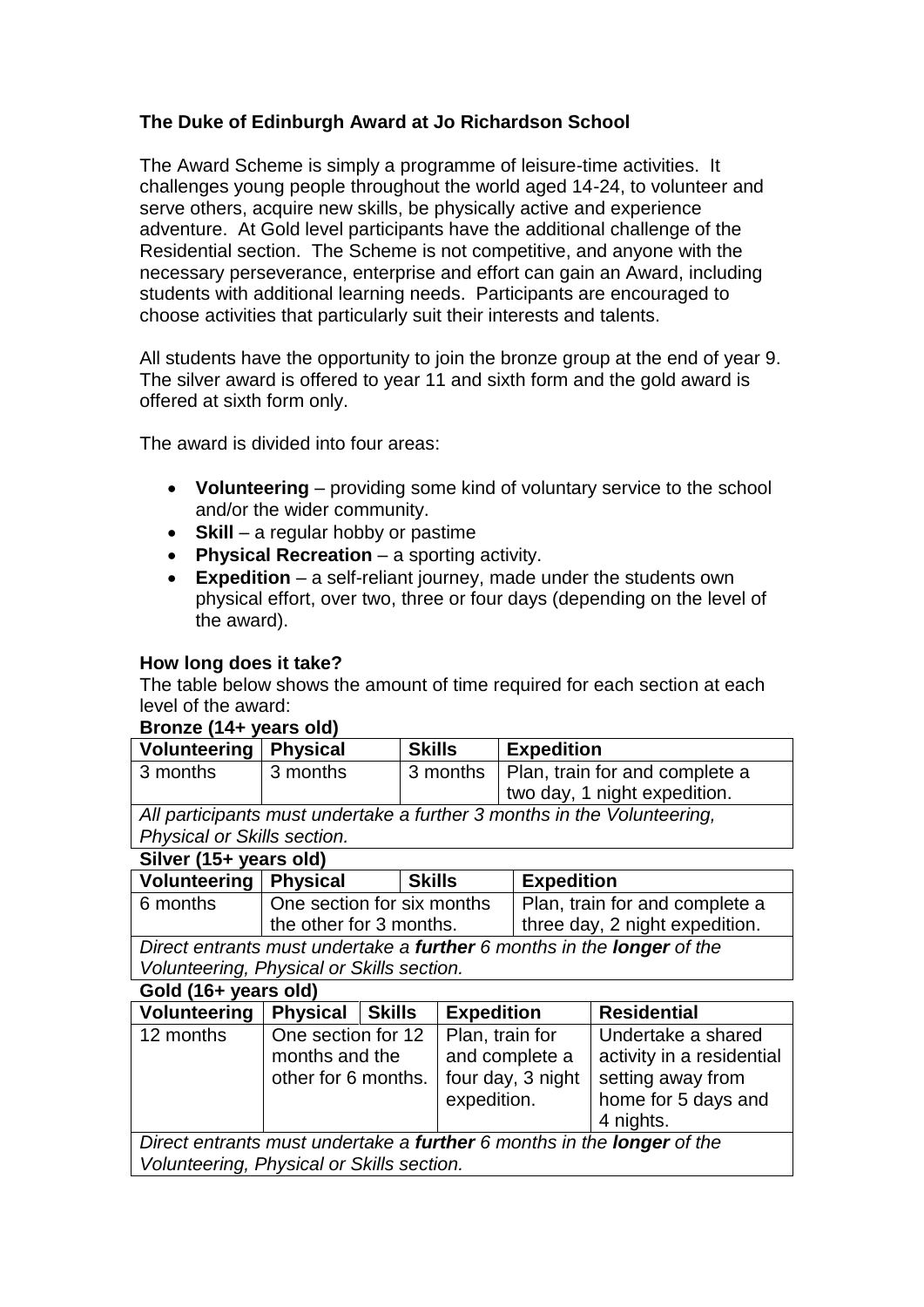## The Duke of Edinburgh Award at Jo Richardson School

The Award Scheme is simply a programme of leisure-time activities. It challenges young people throughout the world aged 14-24, to volunteer and serve others, acquire new skills, be physically active and experience adventure. At Gold level participants have the additional challenge of the Residential section. The Scheme is not competitive, and anyone with the necessary perseverance, enterprise and effort can gain an Award, including students with additional learning needs. Participants are encouraged to choose activities that particularly suit their interests and talents.

All students have the opportunity to join the bronze group at the end of year 9. The silver award is offered to year 11 and sixth form and the gold award is offered at sixth form only.

The award is divided into four areas:

- **Volunteering** – providing some kind of voluntary service to the school and/or the wider community.
- **Skill** – a regular hobby or pastime
- **Physical Recreation** – a sporting activity.
- **Expedition** – a self-reliant journey, made under the students own physical effort, over two, three or four days (depending on the level of the award).

### How long does it take?

The table below shows the amount of time required for each section at each level of the award:

**Bronze (14+ years old)**

| Volunteering | Physical | Skills | Expedition |
|---|---|---|---|
| 3 months | 3 months | 3 months | Plan, train for and complete a two day, 1 night expedition. |
| *All participants must undertake a further 3 months in the Volunteering, Physical or Skills section.* | | | |

**Silver (15+ years old)**

| Volunteering | Physical | Skills | Expedition |
|---|---|---|---|
| 6 months | One section for six months the other for 3 months. | | Plan, train for and complete a three day, 2 night expedition. |
| *Direct entrants must undertake a **further** 6 months in the **longer** of the Volunteering, Physical or Skills section.* | | | |

**Gold (16+ years old)**

| Volunteering | Physical | Skills | Expedition | Residential |
|---|---|---|---|---|
| 12 months | One section for 12 months and the other for 6 months. | | Plan, train for and complete a four day, 3 night expedition. | Undertake a shared activity in a residential setting away from home for 5 days and 4 nights. |
| *Direct entrants must undertake a **further** 6 months in the **longer** of the Volunteering, Physical or Skills section.* | | | | |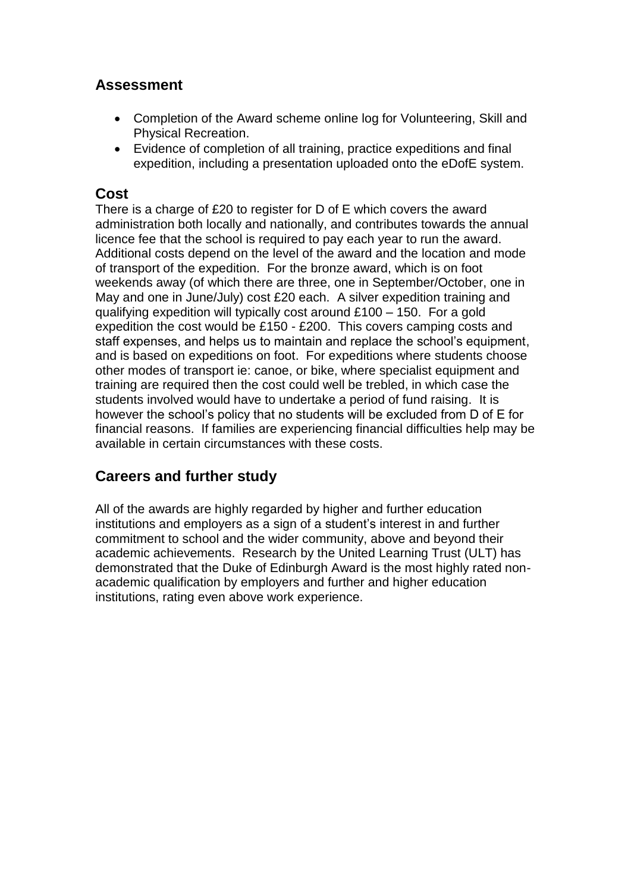## Assessment

- Completion of the Award scheme online log for Volunteering, Skill and Physical Recreation.
- Evidence of completion of all training, practice expeditions and final expedition, including a presentation uploaded onto the eDofE system.

## Cost

There is a charge of £20 to register for D of E which covers the award administration both locally and nationally, and contributes towards the annual licence fee that the school is required to pay each year to run the award. Additional costs depend on the level of the award and the location and mode of transport of the expedition. For the bronze award, which is on foot weekends away (of which there are three, one in September/October, one in May and one in June/July) cost £20 each. A silver expedition training and qualifying expedition will typically cost around £100 – 150. For a gold expedition the cost would be £150 - £200. This covers camping costs and staff expenses, and helps us to maintain and replace the school's equipment, and is based on expeditions on foot. For expeditions where students choose other modes of transport ie: canoe, or bike, where specialist equipment and training are required then the cost could well be trebled, in which case the students involved would have to undertake a period of fund raising. It is however the school's policy that no students will be excluded from D of E for financial reasons. If families are experiencing financial difficulties help may be available in certain circumstances with these costs.

## Careers and further study

All of the awards are highly regarded by higher and further education institutions and employers as a sign of a student's interest in and further commitment to school and the wider community, above and beyond their academic achievements. Research by the United Learning Trust (ULT) has demonstrated that the Duke of Edinburgh Award is the most highly rated non-academic qualification by employers and further and higher education institutions, rating even above work experience.